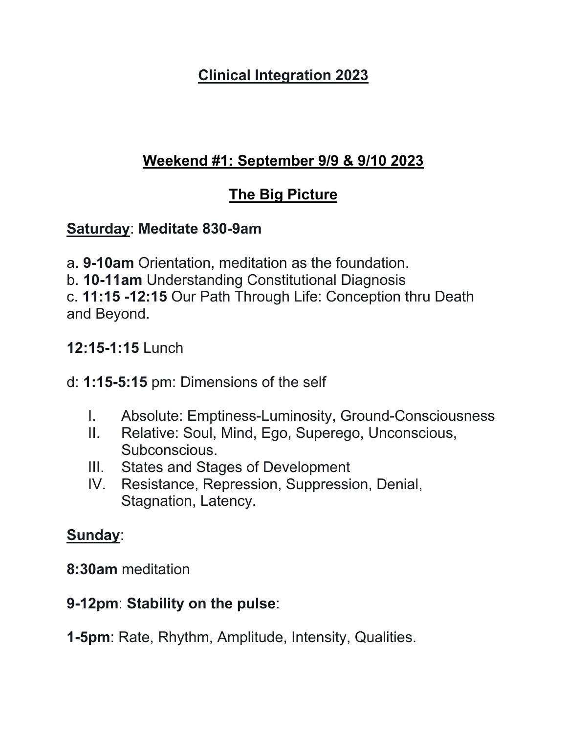# Clinical Integration 2023

## Weekend #1: September 9/9 & 9/10 2023

## The Big Picture

**Saturday**: **Meditate 830-9am**

a**. 9-10am** Orientation, meditation as the foundation.
b. **10-11am** Understanding Constitutional Diagnosis
c. **11:15 -12:15** Our Path Through Life: Conception thru Death and Beyond.

**12:15-1:15** Lunch

d: **1:15-5:15** pm: Dimensions of the self

I. Absolute: Emptiness-Luminosity, Ground-Consciousness
II. Relative: Soul, Mind, Ego, Superego, Unconscious, Subconscious.
III. States and Stages of Development
IV. Resistance, Repression, Suppression, Denial, Stagnation, Latency.

**Sunday**:

**8:30am** meditation

**9-12pm**: **Stability on the pulse**:

**1-5pm**: Rate, Rhythm, Amplitude, Intensity, Qualities.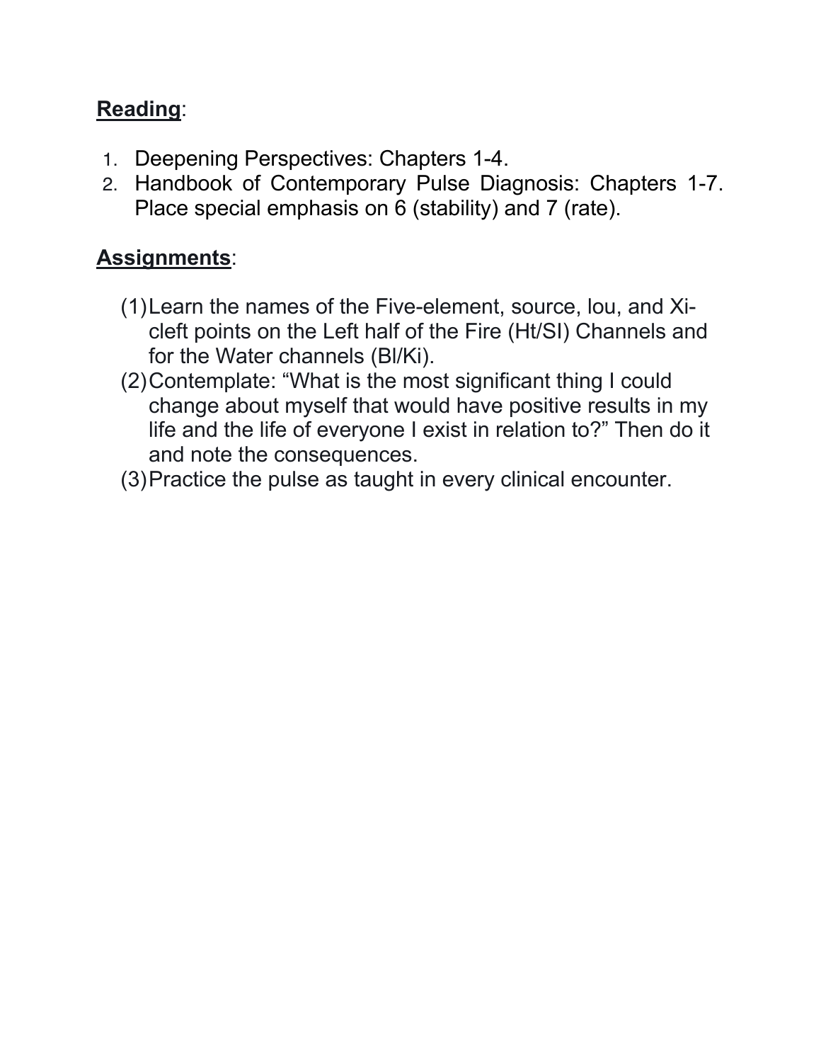**Reading**:

1. Deepening Perspectives: Chapters 1-4.
2. Handbook of Contemporary Pulse Diagnosis: Chapters 1-7. Place special emphasis on 6 (stability) and 7 (rate).

**Assignments**:

(1) Learn the names of the Five-element, source, lou, and Xi-cleft points on the Left half of the Fire (Ht/SI) Channels and for the Water channels (Bl/Ki).

(2) Contemplate: "What is the most significant thing I could change about myself that would have positive results in my life and the life of everyone I exist in relation to?" Then do it and note the consequences.

(3) Practice the pulse as taught in every clinical encounter.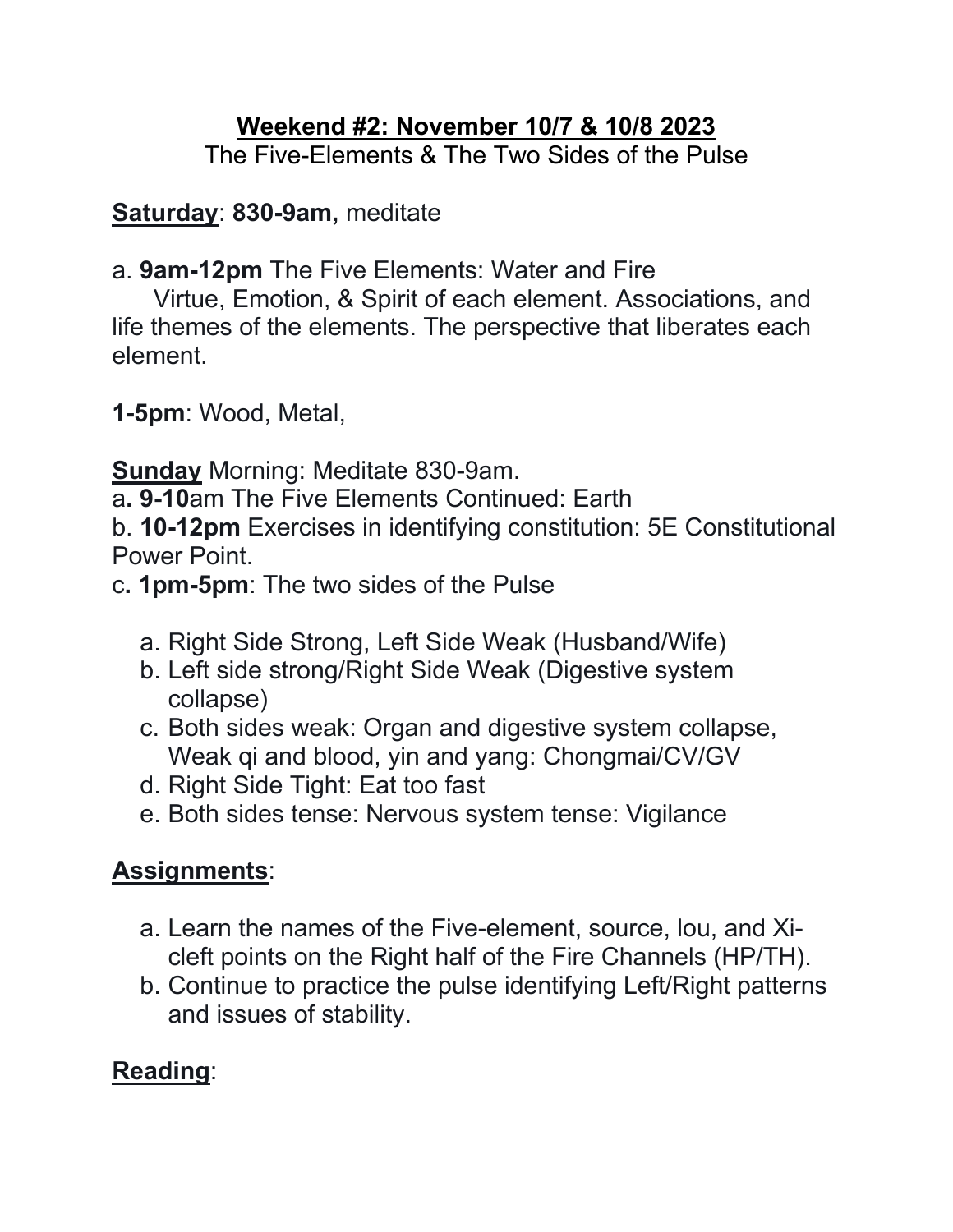**Weekend #2: November 10/7 & 10/8 2023**

The Five-Elements & The Two Sides of the Pulse

**Saturday**: **830-9am,** meditate

a. **9am-12pm** The Five Elements: Water and Fire
Virtue, Emotion, & Spirit of each element. Associations, and life themes of the elements. The perspective that liberates each element.

**1-5pm**: Wood, Metal,

**Sunday** Morning: Meditate 830-9am.

a**. 9-10**am The Five Elements Continued: Earth

b. **10-12pm** Exercises in identifying constitution: 5E Constitutional Power Point.

c**. 1pm-5pm**: The two sides of the Pulse

a. Right Side Strong, Left Side Weak (Husband/Wife)
b. Left side strong/Right Side Weak (Digestive system collapse)
c. Both sides weak: Organ and digestive system collapse, Weak qi and blood, yin and yang: Chongmai/CV/GV
d. Right Side Tight: Eat too fast
e. Both sides tense: Nervous system tense: Vigilance

**Assignments**:

a. Learn the names of the Five-element, source, lou, and Xi-cleft points on the Right half of the Fire Channels (HP/TH).
b. Continue to practice the pulse identifying Left/Right patterns and issues of stability.

**Reading**: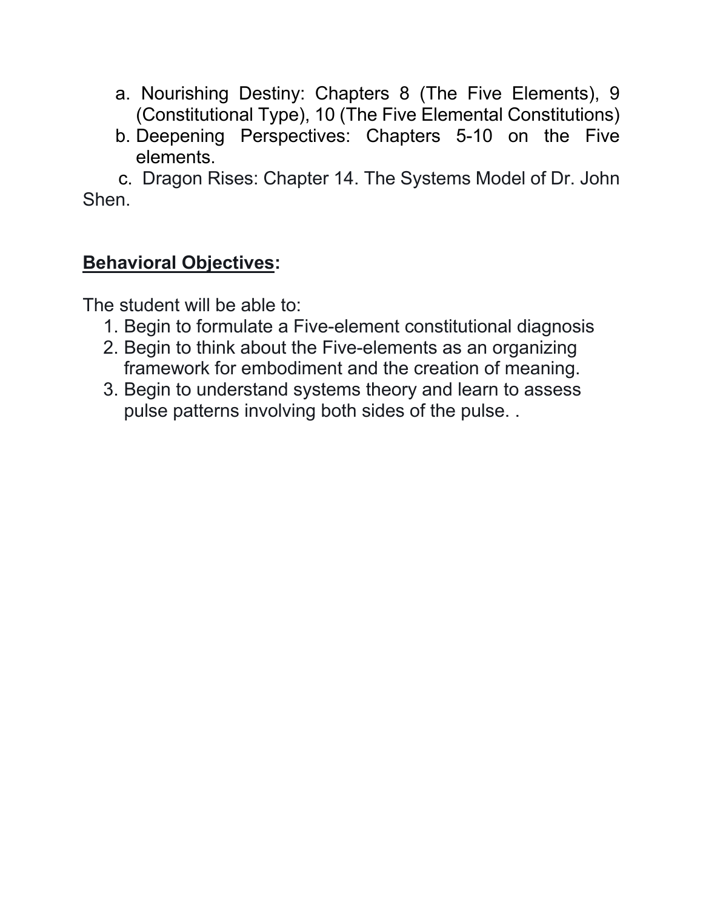a. Nourishing Destiny: Chapters 8 (The Five Elements), 9 (Constitutional Type), 10 (The Five Elemental Constitutions)
b. Deepening Perspectives: Chapters 5-10 on the Five elements.
c. Dragon Rises: Chapter 14. The Systems Model of Dr. John Shen.

**<u>Behavioral Objectives</u>:**

The student will be able to:

1. Begin to formulate a Five-element constitutional diagnosis
2. Begin to think about the Five-elements as an organizing framework for embodiment and the creation of meaning.
3. Begin to understand systems theory and learn to assess pulse patterns involving both sides of the pulse. .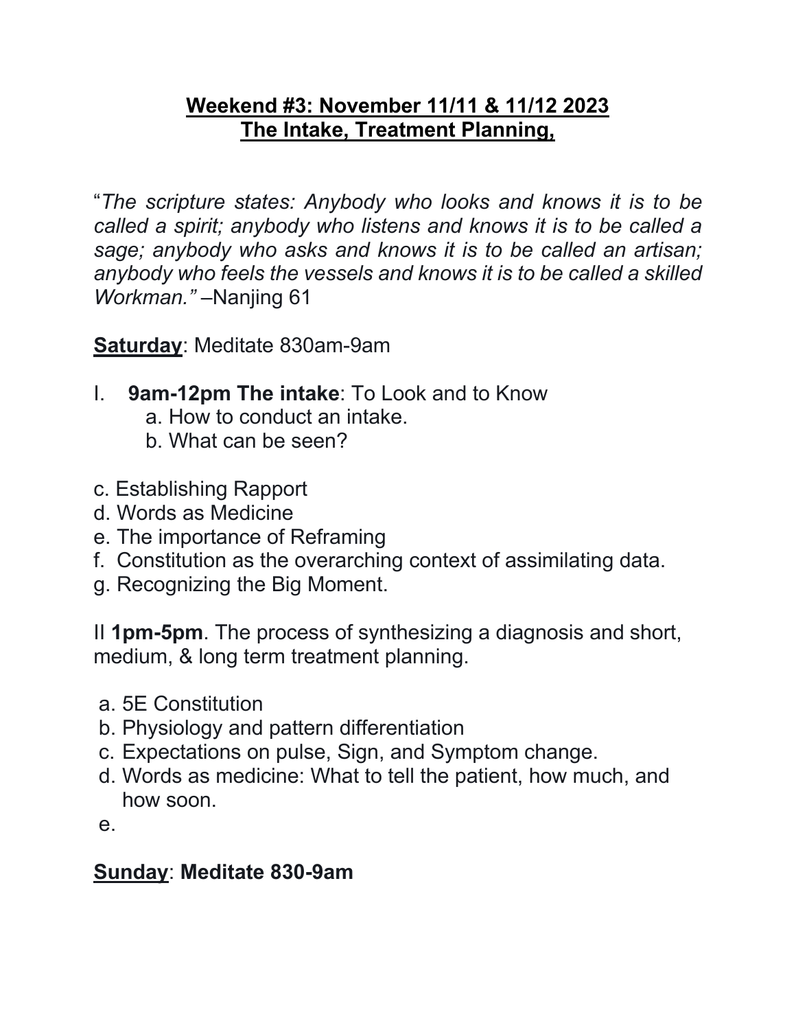## **Weekend #3: November 11/11 & 11/12 2023**
## **The Intake, Treatment Planning,**

"*The scripture states: Anybody who looks and knows it is to be called a spirit; anybody who listens and knows it is to be called a sage; anybody who asks and knows it is to be called an artisan; anybody who feels the vessels and knows it is to be called a skilled Workman."* –Nanjing 61

**Saturday**: Meditate 830am-9am

I. **9am-12pm The intake**: To Look and to Know
   a. How to conduct an intake.
   b. What can be seen?

c. Establishing Rapport
d. Words as Medicine
e. The importance of Reframing
f. Constitution as the overarching context of assimilating data.
g. Recognizing the Big Moment.

II **1pm-5pm**. The process of synthesizing a diagnosis and short, medium, & long term treatment planning.

a. 5E Constitution
b. Physiology and pattern differentiation
c. Expectations on pulse, Sign, and Symptom change.
d. Words as medicine: What to tell the patient, how much, and how soon.
e.

**Sunday**: **Meditate 830-9am**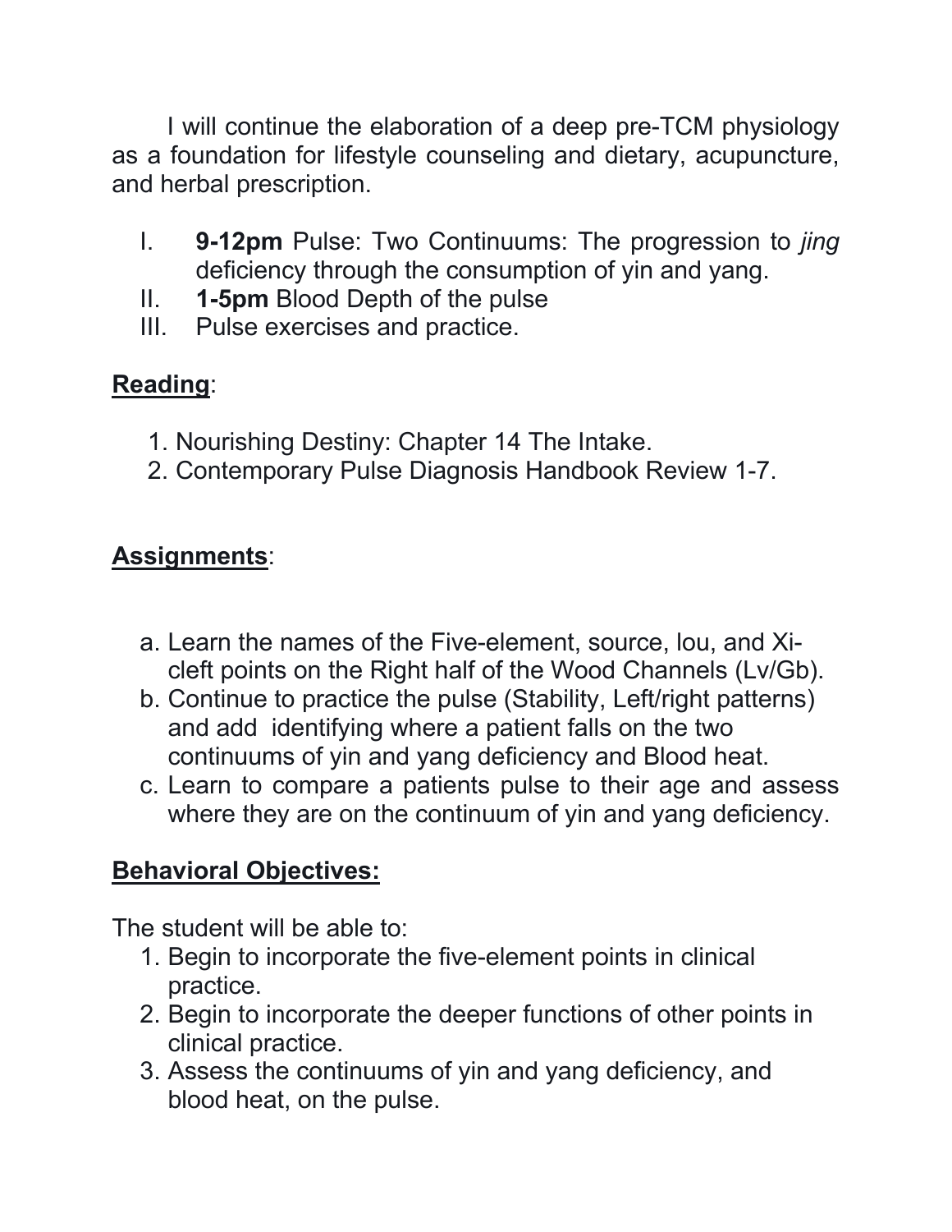I will continue the elaboration of a deep pre-TCM physiology as a foundation for lifestyle counseling and dietary, acupuncture, and herbal prescription.

I. **9-12pm** Pulse: Two Continuums: The progression to *jing* deficiency through the consumption of yin and yang.
II. **1-5pm** Blood Depth of the pulse
III. Pulse exercises and practice.

**Reading**:

1. Nourishing Destiny: Chapter 14 The Intake.
2. Contemporary Pulse Diagnosis Handbook Review 1-7.

**Assignments**:

a. Learn the names of the Five-element, source, lou, and Xi-cleft points on the Right half of the Wood Channels (Lv/Gb).
b. Continue to practice the pulse (Stability, Left/right patterns) and add identifying where a patient falls on the two continuums of yin and yang deficiency and Blood heat.
c. Learn to compare a patients pulse to their age and assess where they are on the continuum of yin and yang deficiency.

**Behavioral Objectives:**

The student will be able to:

1. Begin to incorporate the five-element points in clinical practice.
2. Begin to incorporate the deeper functions of other points in clinical practice.
3. Assess the continuums of yin and yang deficiency, and blood heat, on the pulse.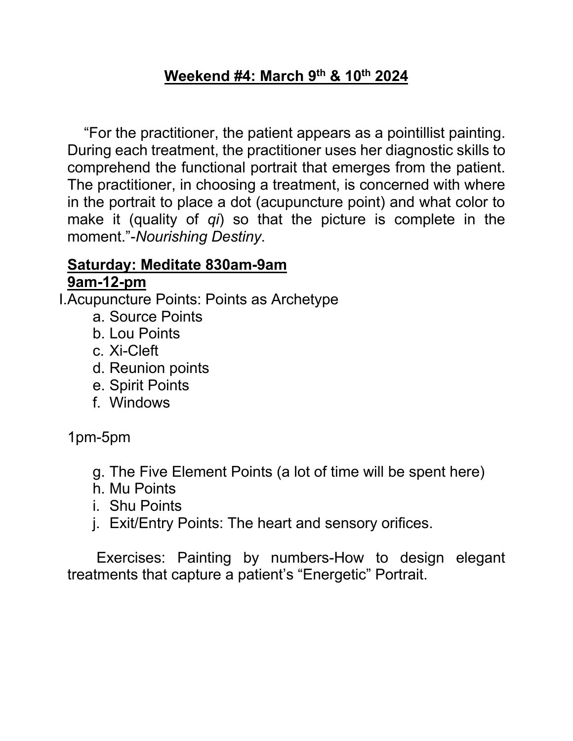## Weekend #4: March 9th & 10th 2024

"For the practitioner, the patient appears as a pointillist painting. During each treatment, the practitioner uses her diagnostic skills to comprehend the functional portrait that emerges from the patient. The practitioner, in choosing a treatment, is concerned with where in the portrait to place a dot (acupuncture point) and what color to make it (quality of *qi*) so that the picture is complete in the moment."-*Nourishing Destiny*.

**Saturday: Meditate 830am-9am**
**9am-12-pm**

I. Acupuncture Points: Points as Archetype
   a. Source Points
   b. Lou Points
   c. Xi-Cleft
   d. Reunion points
   e. Spirit Points
   f. Windows

1pm-5pm

   g. The Five Element Points (a lot of time will be spent here)
   h. Mu Points
   i. Shu Points
   j. Exit/Entry Points: The heart and sensory orifices.

Exercises: Painting by numbers-How to design elegant treatments that capture a patient's "Energetic" Portrait.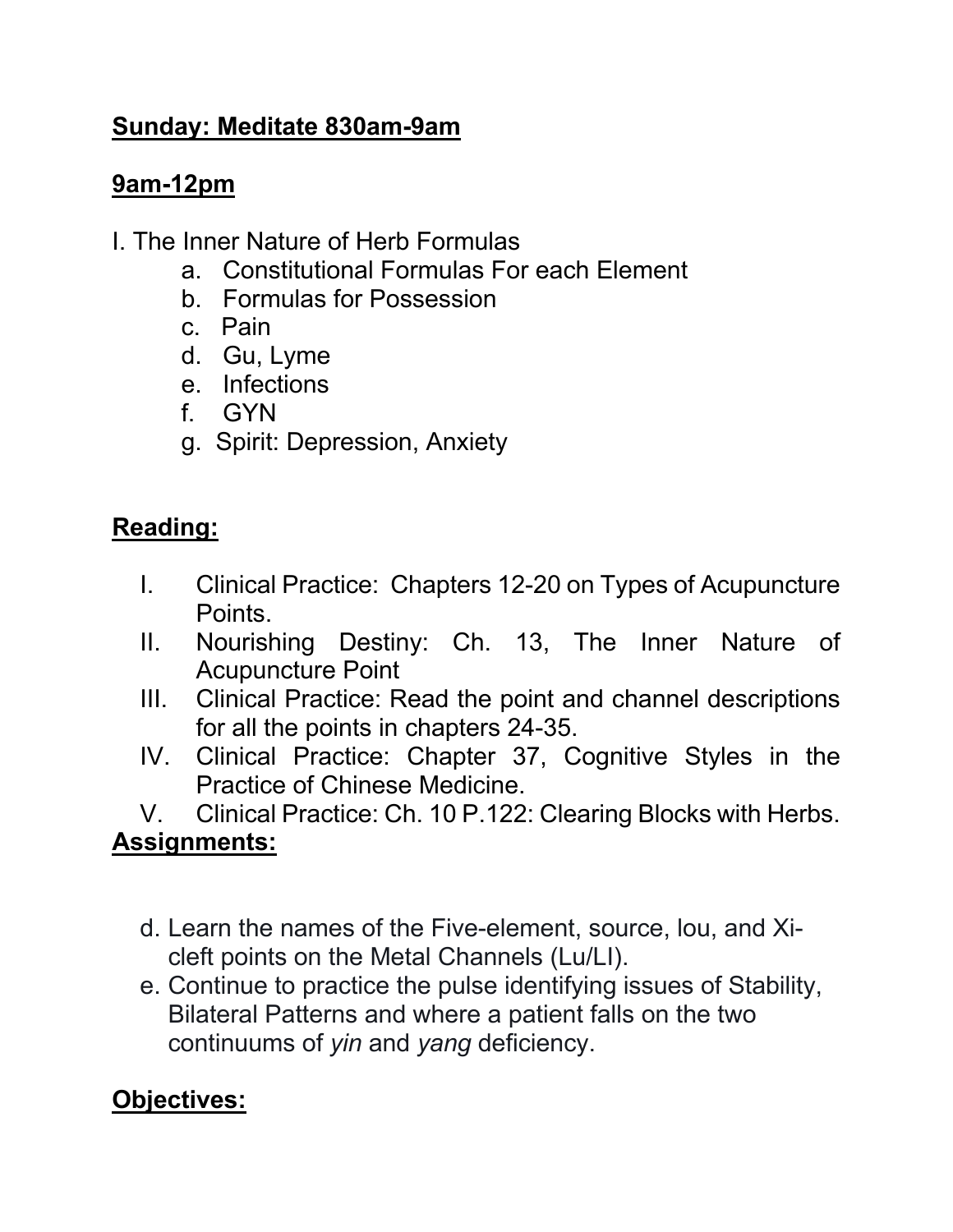**Sunday: Meditate 830am-9am**

**9am-12pm**

I. The Inner Nature of Herb Formulas

  a. Constitutional Formulas For each Element
  b. Formulas for Possession
  c. Pain
  d. Gu, Lyme
  e. Infections
  f. GYN
  g. Spirit: Depression, Anxiety

**Reading:**

I. Clinical Practice: Chapters 12-20 on Types of Acupuncture Points.
II. Nourishing Destiny: Ch. 13, The Inner Nature of Acupuncture Point
III. Clinical Practice: Read the point and channel descriptions for all the points in chapters 24-35.
IV. Clinical Practice: Chapter 37, Cognitive Styles in the Practice of Chinese Medicine.
V. Clinical Practice: Ch. 10 P.122: Clearing Blocks with Herbs.

**Assignments:**

d. Learn the names of the Five-element, source, lou, and Xi-cleft points on the Metal Channels (Lu/LI).
e. Continue to practice the pulse identifying issues of Stability, Bilateral Patterns and where a patient falls on the two continuums of *yin* and *yang* deficiency.

**Objectives:**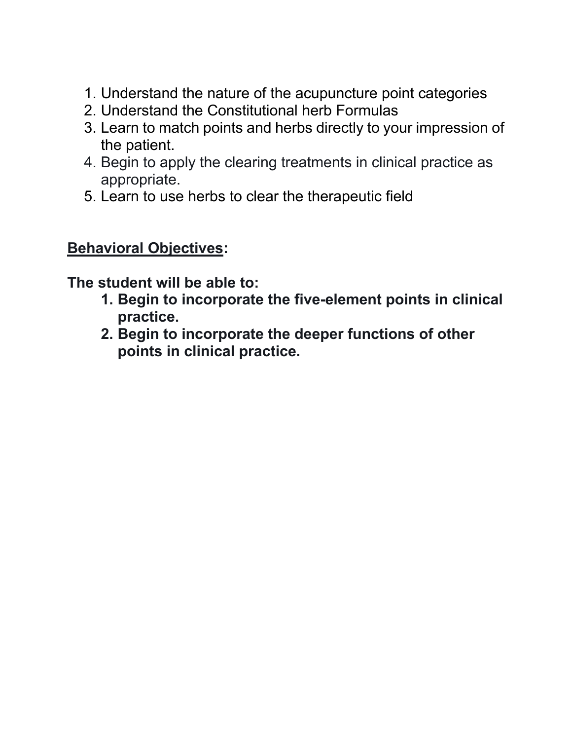1. Understand the nature of the acupuncture point categories
2. Understand the Constitutional herb Formulas
3. Learn to match points and herbs directly to your impression of the patient.
4. Begin to apply the clearing treatments in clinical practice as appropriate.
5. Learn to use herbs to clear the therapeutic field

**Behavioral Objectives:**

**The student will be able to:**

1. **Begin to incorporate the five-element points in clinical practice.**
2. **Begin to incorporate the deeper functions of other points in clinical practice.**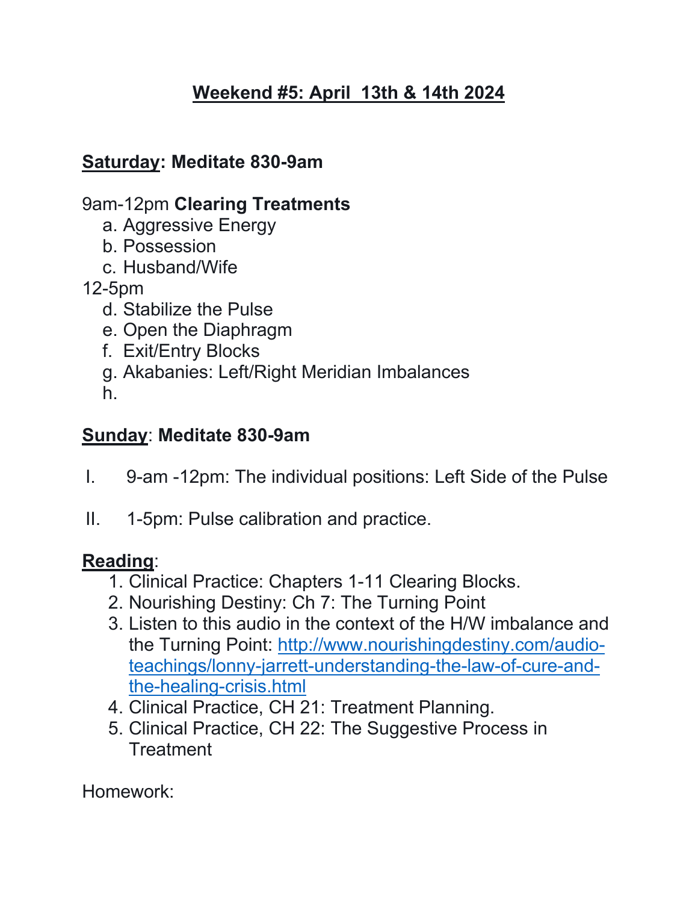## Weekend #5: April 13th & 14th 2024

**Saturday: Meditate 830-9am**

9am-12pm **Clearing Treatments**

a. Aggressive Energy
b. Possession
c. Husband/Wife

12-5pm

d. Stabilize the Pulse
e. Open the Diaphragm
f. Exit/Entry Blocks
g. Akabanies: Left/Right Meridian Imbalances
h.

**Sunday**: **Meditate 830-9am**

I. 9-am -12pm: The individual positions: Left Side of the Pulse

II. 1-5pm: Pulse calibration and practice.

**Reading**:

1. Clinical Practice: Chapters 1-11 Clearing Blocks.
2. Nourishing Destiny: Ch 7: The Turning Point
3. Listen to this audio in the context of the H/W imbalance and the Turning Point: http://www.nourishingdestiny.com/audio-teachings/lonny-jarrett-understanding-the-law-of-cure-and-the-healing-crisis.html
4. Clinical Practice, CH 21: Treatment Planning.
5. Clinical Practice, CH 22: The Suggestive Process in Treatment

Homework: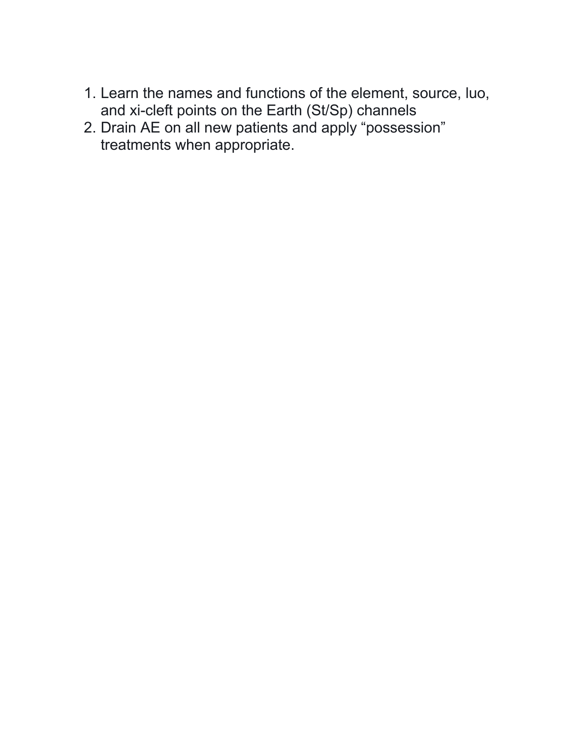1. Learn the names and functions of the element, source, luo, and xi-cleft points on the Earth (St/Sp) channels
2. Drain AE on all new patients and apply “possession” treatments when appropriate.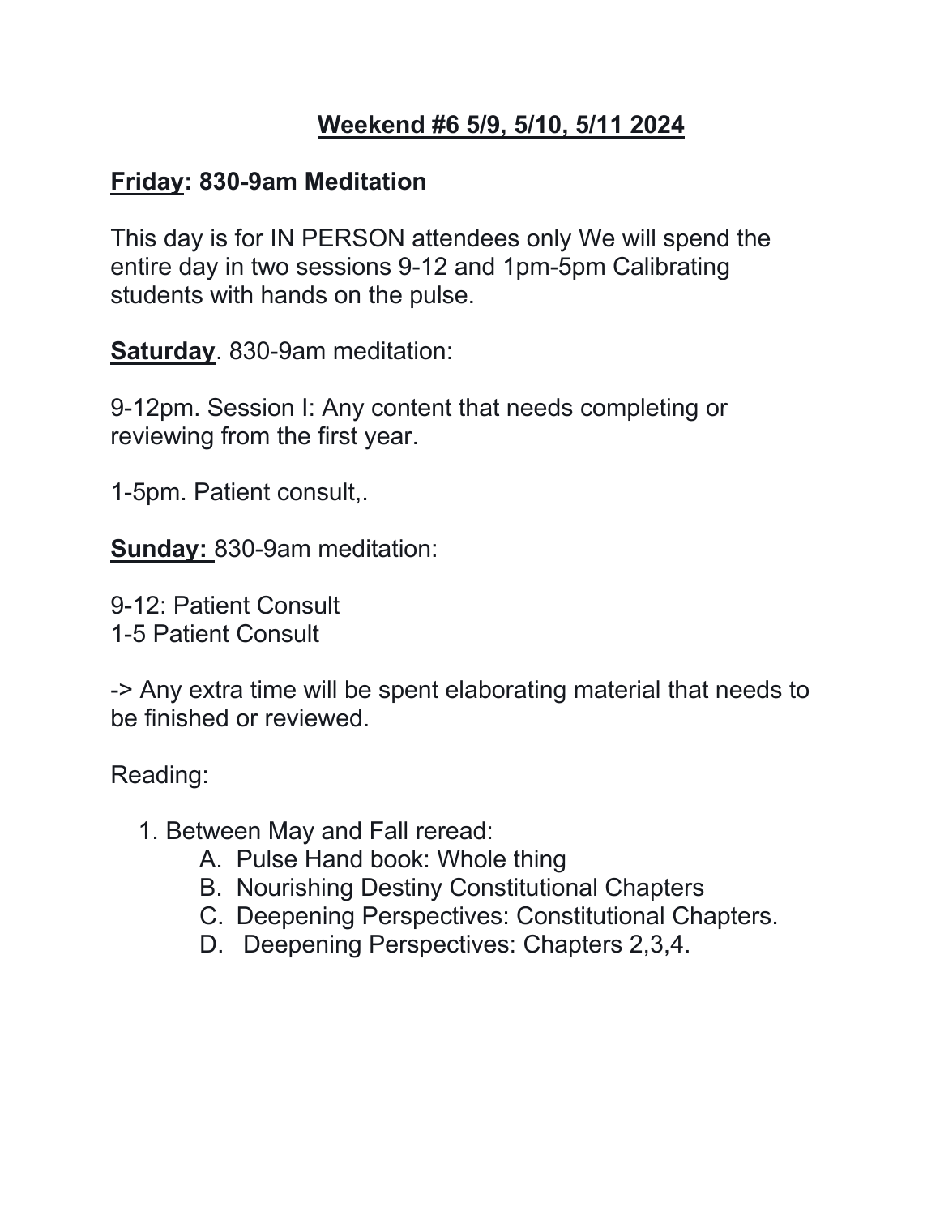## Weekend #6 5/9, 5/10, 5/11 2024

**Friday: 830-9am Meditation**

This day is for IN PERSON attendees only We will spend the entire day in two sessions 9-12 and 1pm-5pm Calibrating students with hands on the pulse.

**Saturday**. 830-9am meditation:

9-12pm. Session I: Any content that needs completing or reviewing from the first year.

1-5pm. Patient consult,.

**Sunday:** 830-9am meditation:

9-12: Patient Consult
1-5 Patient Consult

-> Any extra time will be spent elaborating material that needs to be finished or reviewed.

Reading:

1. Between May and Fall reread:
   - A. Pulse Hand book: Whole thing
   - B. Nourishing Destiny Constitutional Chapters
   - C. Deepening Perspectives: Constitutional Chapters.
   - D. Deepening Perspectives: Chapters 2,3,4.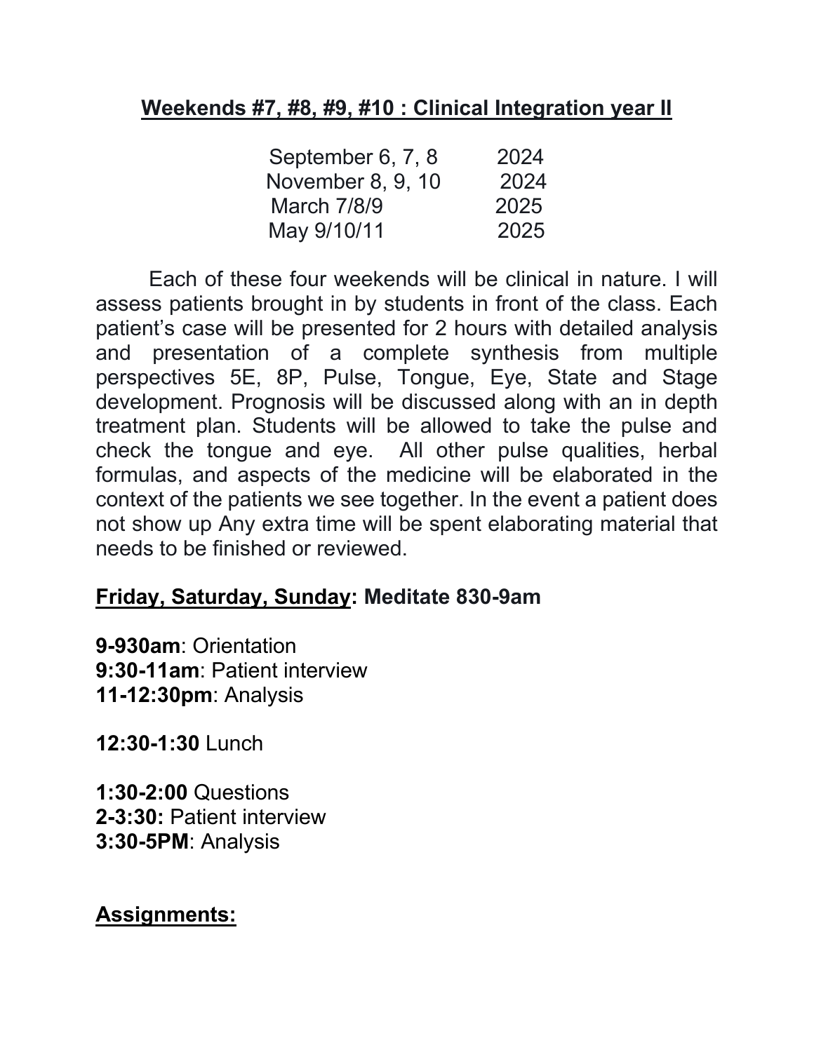## Weekends #7, #8, #9, #10 : Clinical Integration year II

| | |
|---|---|
| September 6, 7, 8 | 2024 |
| November 8, 9, 10 | 2024 |
| March 7/8/9 | 2025 |
| May 9/10/11 | 2025 |

Each of these four weekends will be clinical in nature. I will assess patients brought in by students in front of the class. Each patient's case will be presented for 2 hours with detailed analysis and presentation of a complete synthesis from multiple perspectives 5E, 8P, Pulse, Tongue, Eye, State and Stage development. Prognosis will be discussed along with an in depth treatment plan. Students will be allowed to take the pulse and check the tongue and eye. All other pulse qualities, herbal formulas, and aspects of the medicine will be elaborated in the context of the patients we see together. In the event a patient does not show up Any extra time will be spent elaborating material that needs to be finished or reviewed.

**Friday, Saturday, Sunday: Meditate 830-9am**

**9-930am**: Orientation
**9:30-11am**: Patient interview
**11-12:30pm**: Analysis

**12:30-1:30** Lunch

**1:30-2:00** Questions
**2-3:30:** Patient interview
**3:30-5PM**: Analysis

**Assignments:**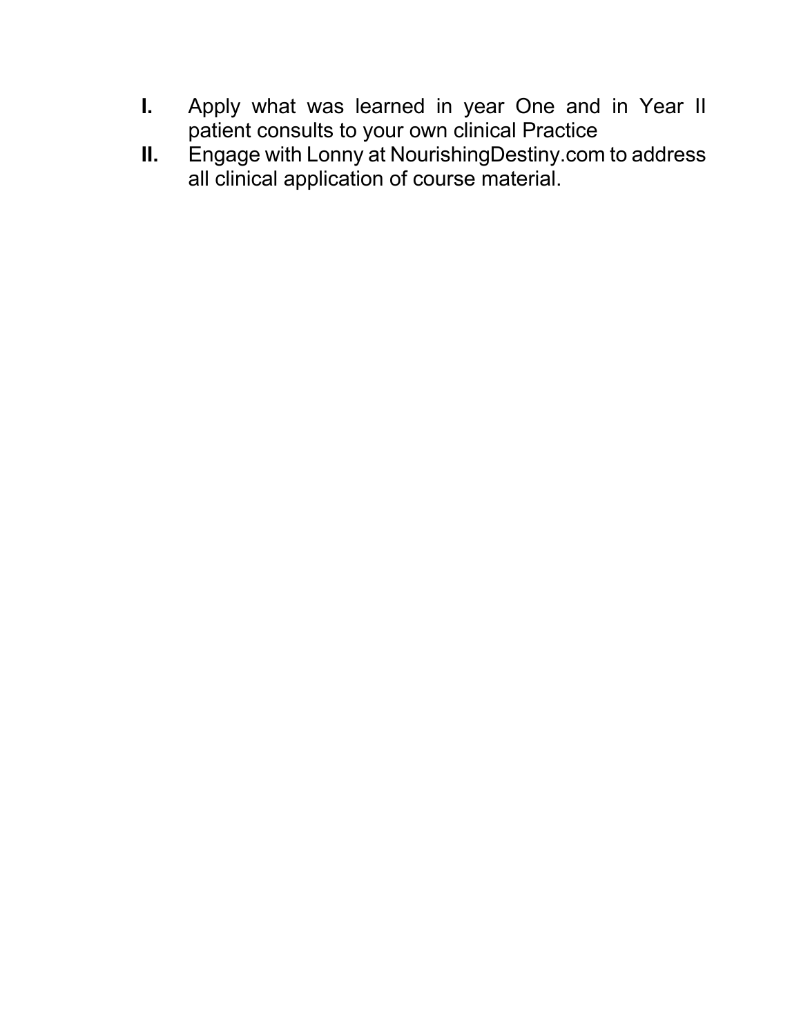- **I.** Apply what was learned in year One and in Year II patient consults to your own clinical Practice
- **II.** Engage with Lonny at NourishingDestiny.com to address all clinical application of course material.